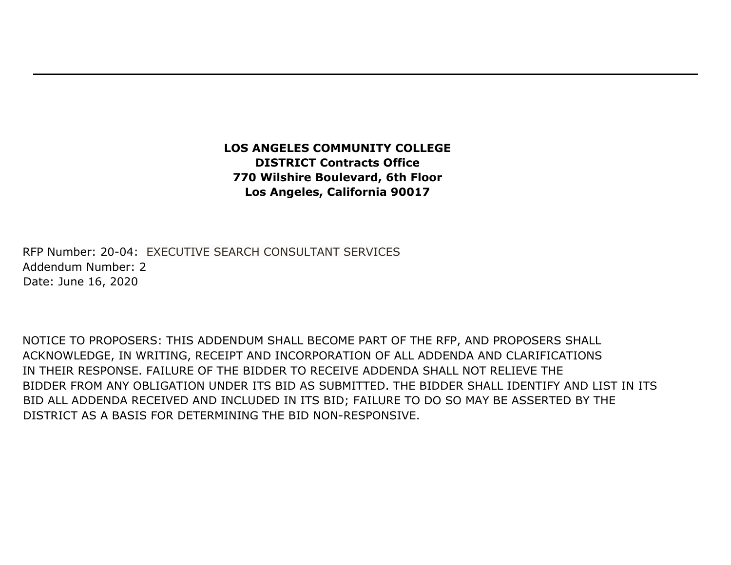---

**LOS ANGELES COMMUNITY COLLEGE**
**DISTRICT Contracts Office**
**770 Wilshire Boulevard, 6th Floor**
**Los Angeles, California 90017**

RFP Number: 20-04: EXECUTIVE SEARCH CONSULTANT SERVICES
Addendum Number: 2
Date: June 16, 2020

NOTICE TO PROPOSERS: THIS ADDENDUM SHALL BECOME PART OF THE RFP, AND PROPOSERS SHALL ACKNOWLEDGE, IN WRITING, RECEIPT AND INCORPORATION OF ALL ADDENDA AND CLARIFICATIONS IN THEIR RESPONSE. FAILURE OF THE BIDDER TO RECEIVE ADDENDA SHALL NOT RELIEVE THE BIDDER FROM ANY OBLIGATION UNDER ITS BID AS SUBMITTED. THE BIDDER SHALL IDENTIFY AND LIST IN ITS BID ALL ADDENDA RECEIVED AND INCLUDED IN ITS BID; FAILURE TO DO SO MAY BE ASSERTED BY THE DISTRICT AS A BASIS FOR DETERMINING THE BID NON-RESPONSIVE.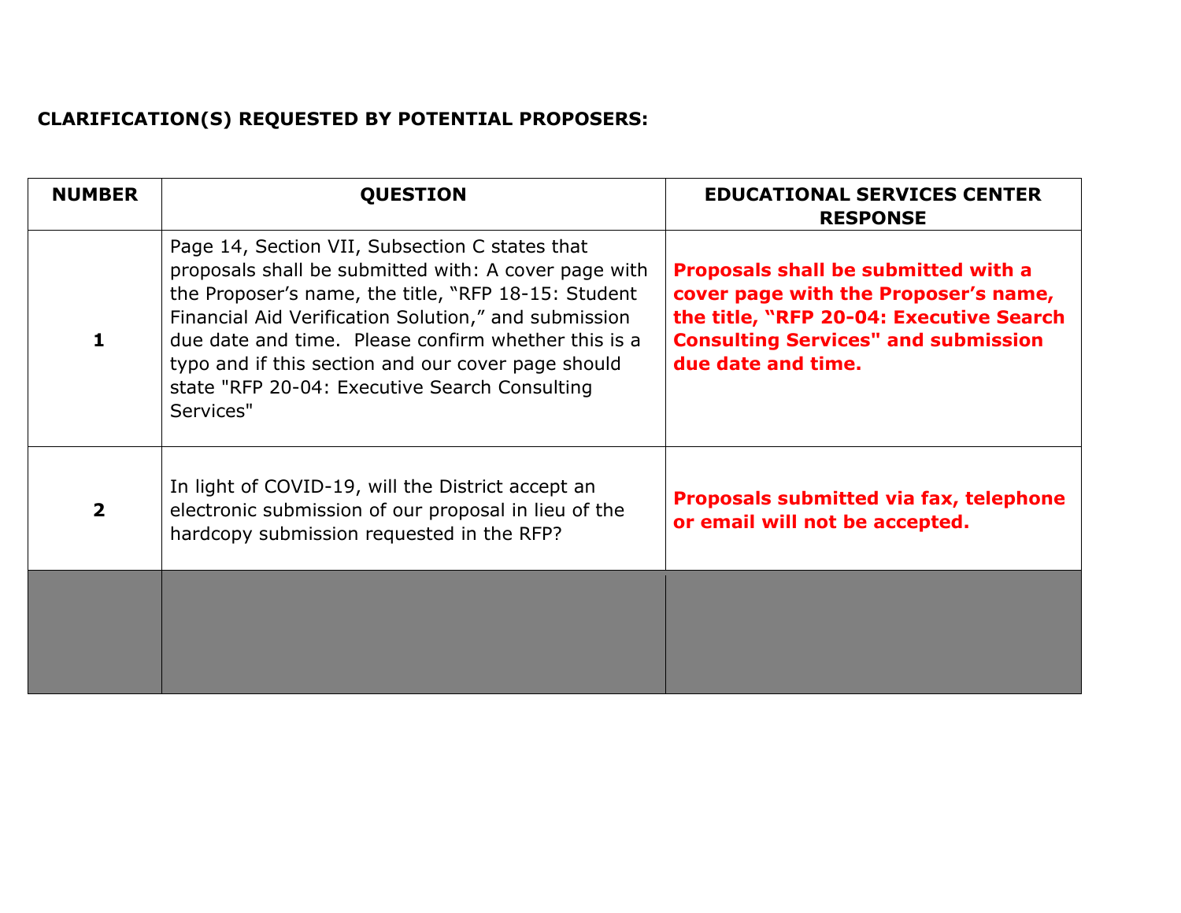**CLARIFICATION(S) REQUESTED BY POTENTIAL PROPOSERS:**

| NUMBER | QUESTION | EDUCATIONAL SERVICES CENTER RESPONSE |
|---|---|---|
| **1** | Page 14, Section VII, Subsection C states that proposals shall be submitted with: A cover page with the Proposer's name, the title, "RFP 18-15: Student Financial Aid Verification Solution," and submission due date and time. Please confirm whether this is a typo and if this section and our cover page should state "RFP 20-04: Executive Search Consulting Services" | **Proposals shall be submitted with a cover page with the Proposer's name, the title, "RFP 20-04: Executive Search Consulting Services" and submission due date and time.** |
| **2** | In light of COVID-19, will the District accept an electronic submission of our proposal in lieu of the hardcopy submission requested in the RFP? | **Proposals submitted via fax, telephone or email will not be accepted.** |
| | | |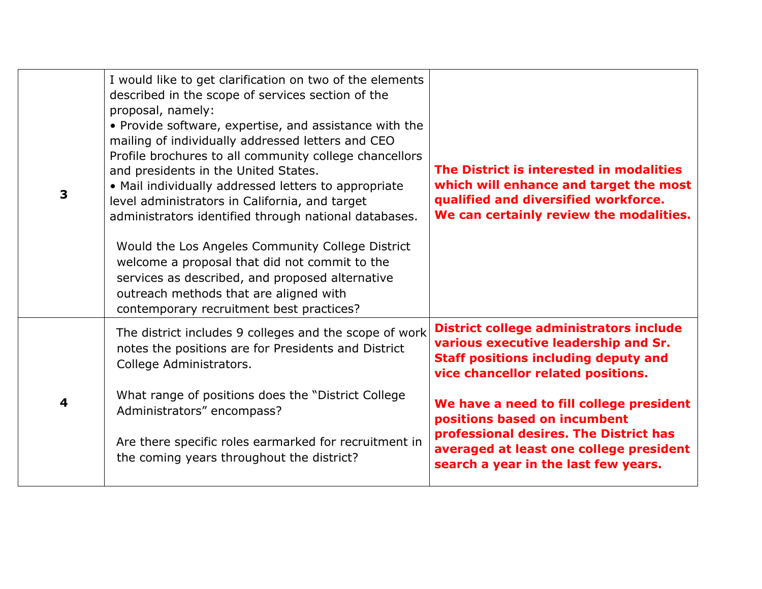| | | |
|---|---|---|
| **3** | I would like to get clarification on two of the elements described in the scope of services section of the proposal, namely:<br>• Provide software, expertise, and assistance with the mailing of individually addressed letters and CEO Profile brochures to all community college chancellors and presidents in the United States.<br>• Mail individually addressed letters to appropriate level administrators in California, and target administrators identified through national databases.<br><br>Would the Los Angeles Community College District welcome a proposal that did not commit to the services as described, and proposed alternative outreach methods that are aligned with contemporary recruitment best practices? | **The District is interested in modalities which will enhance and target the most qualified and diversified workforce. We can certainly review the modalities.** |
| **4** | The district includes 9 colleges and the scope of work notes the positions are for Presidents and District College Administrators.<br><br>What range of positions does the "District College Administrators" encompass?<br><br>Are there specific roles earmarked for recruitment in the coming years throughout the district? | **District college administrators include various executive leadership and Sr. Staff positions including deputy and vice chancellor related positions.**<br><br>**We have a need to fill college president positions based on incumbent professional desires. The District has averaged at least one college president search a year in the last few years.** |